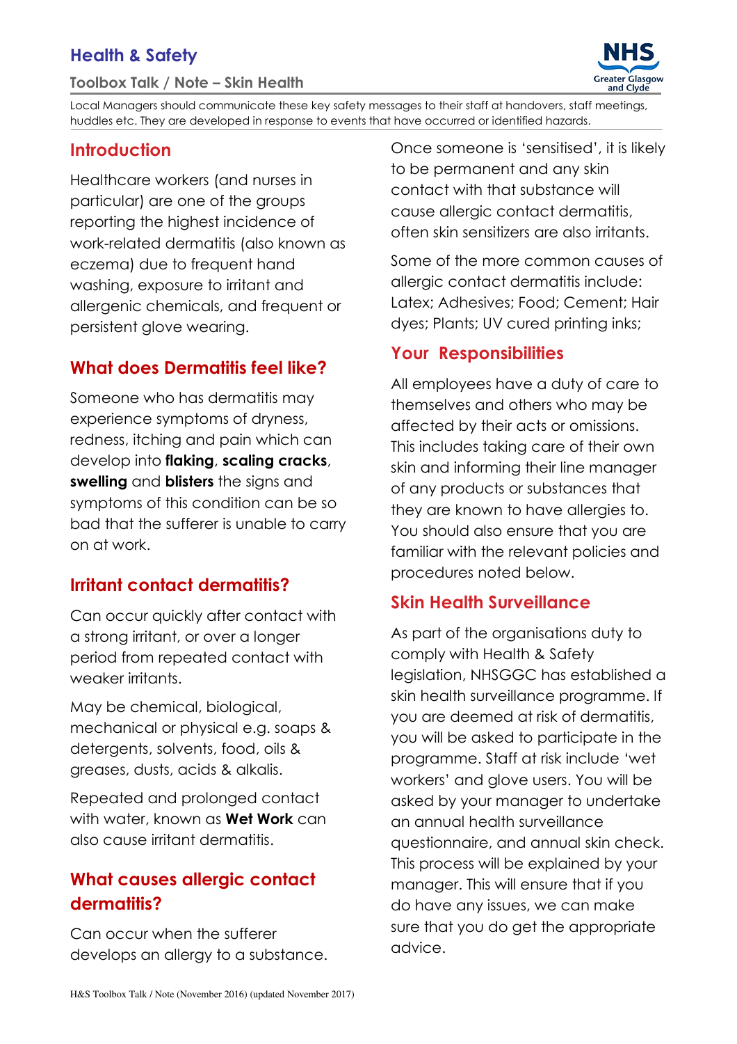# Health & Safety

## Toolbox Talk / Note – Skin Health

Local Managers should communicate these key safety messages to their staff at handovers, staff meetings, huddles etc. They are developed in response to events that have occurred or identified hazards.

## Introduction

Healthcare workers (and nurses in particular) are one of the groups reporting the highest incidence of work-related dermatitis (also known as eczema) due to frequent hand washing, exposure to irritant and allergenic chemicals, and frequent or persistent glove wearing.

## What does Dermatitis feel like?

Someone who has dermatitis may experience symptoms of dryness, redness, itching and pain which can develop into **flaking**, **scaling cracks**, **swelling** and **blisters** the signs and symptoms of this condition can be so bad that the sufferer is unable to carry on at work.

## Irritant contact dermatitis?

Can occur quickly after contact with a strong irritant, or over a longer period from repeated contact with weaker irritants.

May be chemical, biological, mechanical or physical e.g. soaps & detergents, solvents, food, oils & greases, dusts, acids & alkalis.

Repeated and prolonged contact with water, known as **Wet Work** can also cause irritant dermatitis.

## What causes allergic contact dermatitis?

Can occur when the sufferer develops an allergy to a substance. Once someone is 'sensitised', it is likely to be permanent and any skin contact with that substance will cause allergic contact dermatitis, often skin sensitizers are also irritants.

Some of the more common causes of allergic contact dermatitis include: Latex; Adhesives; Food; Cement; Hair dyes; Plants; UV cured printing inks;

## Your Responsibilities

All employees have a duty of care to themselves and others who may be affected by their acts or omissions. This includes taking care of their own skin and informing their line manager of any products or substances that they are known to have allergies to. You should also ensure that you are familiar with the relevant policies and procedures noted below.

## Skin Health Surveillance

As part of the organisations duty to comply with Health & Safety legislation, NHSGGC has established a skin health surveillance programme. If you are deemed at risk of dermatitis, you will be asked to participate in the programme. Staff at risk include 'wet workers' and glove users. You will be asked by your manager to undertake an annual health surveillance questionnaire, and annual skin check. This process will be explained by your manager. This will ensure that if you do have any issues, we can make sure that you do get the appropriate advice.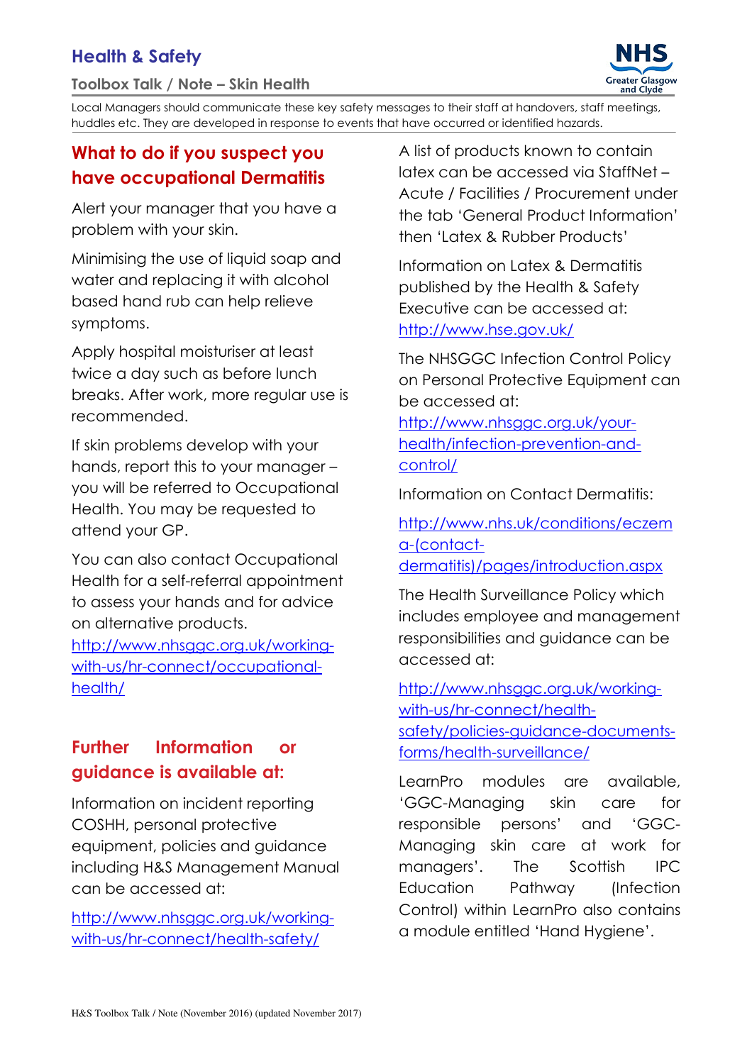# Health & Safety

**Toolbox Talk / Note – Skin Health**

Local Managers should communicate these key safety messages to their staff at handovers, staff meetings, huddles etc. They are developed in response to events that have occurred or identified hazards.

## What to do if you suspect you have occupational Dermatitis

Alert your manager that you have a problem with your skin.

Minimising the use of liquid soap and water and replacing it with alcohol based hand rub can help relieve symptoms.

Apply hospital moisturiser at least twice a day such as before lunch breaks. After work, more regular use is recommended.

If skin problems develop with your hands, report this to your manager – you will be referred to Occupational Health. You may be requested to attend your GP.

You can also contact Occupational Health for a self-referral appointment to assess your hands and for advice on alternative products. http://www.nhsggc.org.uk/working-with-us/hr-connect/occupational-health/

## Further Information or guidance is available at:

Information on incident reporting COSHH, personal protective equipment, policies and guidance including H&S Management Manual can be accessed at:

http://www.nhsggc.org.uk/working-with-us/hr-connect/health-safety/

A list of products known to contain latex can be accessed via StaffNet – Acute / Facilities / Procurement under the tab 'General Product Information' then 'Latex & Rubber Products'

Information on Latex & Dermatitis published by the Health & Safety Executive can be accessed at: http://www.hse.gov.uk/

The NHSGGC Infection Control Policy on Personal Protective Equipment can be accessed at: http://www.nhsggc.org.uk/your-health/infection-prevention-and-control/

Information on Contact Dermatitis:

http://www.nhs.uk/conditions/eczema-(contact-dermatitis)/pages/introduction.aspx

The Health Surveillance Policy which includes employee and management responsibilities and guidance can be accessed at:

http://www.nhsggc.org.uk/working-with-us/hr-connect/health-safety/policies-guidance-documents-forms/health-surveillance/

LearnPro modules are available, 'GGC-Managing skin care for responsible persons' and 'GGC-Managing skin care at work for managers'. The Scottish IPC Education Pathway (Infection Control) within LearnPro also contains a module entitled 'Hand Hygiene'.

H&S Toolbox Talk / Note (November 2016) (updated November 2017)